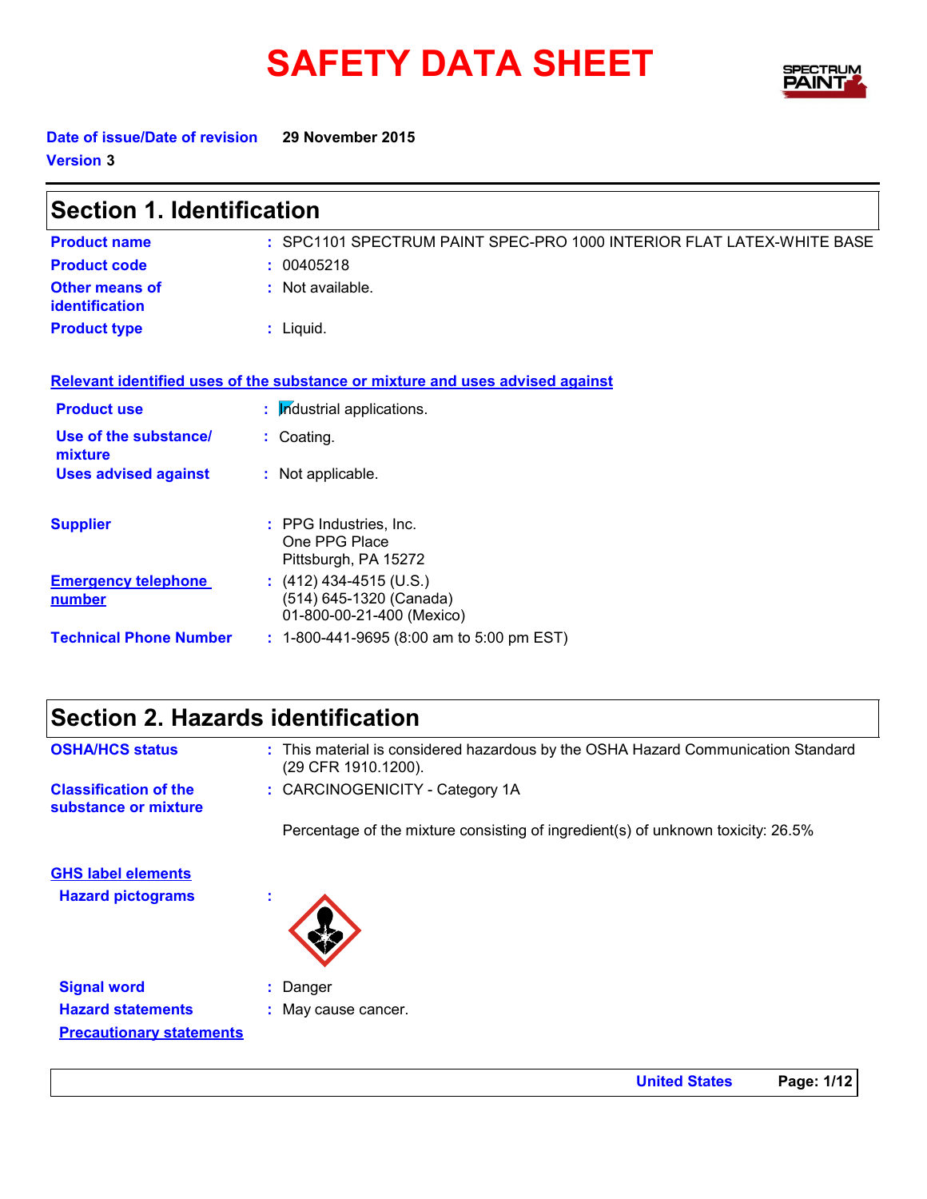# SAFETY DATA SHEET

**Date of issue/Date of revision** 29 November 2015

**Version** 3

## Section 1. Identification

**Product name** : SPC1101 SPECTRUM PAINT SPEC-PRO 1000 INTERIOR FLAT LATEX-WHITE BASE

**Product code** : 00405218

**Other means of identification** : Not available.

**Product type** : Liquid.

**Relevant identified uses of the substance or mixture and uses advised against**

**Product use** : Industrial applications.

**Use of the substance/ mixture** : Coating.

**Uses advised against** : Not applicable.

**Supplier** : PPG Industries, Inc.
One PPG Place
Pittsburgh, PA 15272

**Emergency telephone number** : (412) 434-4515 (U.S.)
(514) 645-1320 (Canada)
01-800-00-21-400 (Mexico)

**Technical Phone Number** : 1-800-441-9695 (8:00 am to 5:00 pm EST)

## Section 2. Hazards identification

**OSHA/HCS status** : This material is considered hazardous by the OSHA Hazard Communication Standard (29 CFR 1910.1200).

**Classification of the substance or mixture** : CARCINOGENICITY - Category 1A

Percentage of the mixture consisting of ingredient(s) of unknown toxicity: 26.5%

**GHS label elements**

**Hazard pictograms** :

**Signal word** : Danger

**Hazard statements** : May cause cancer.

**Precautionary statements**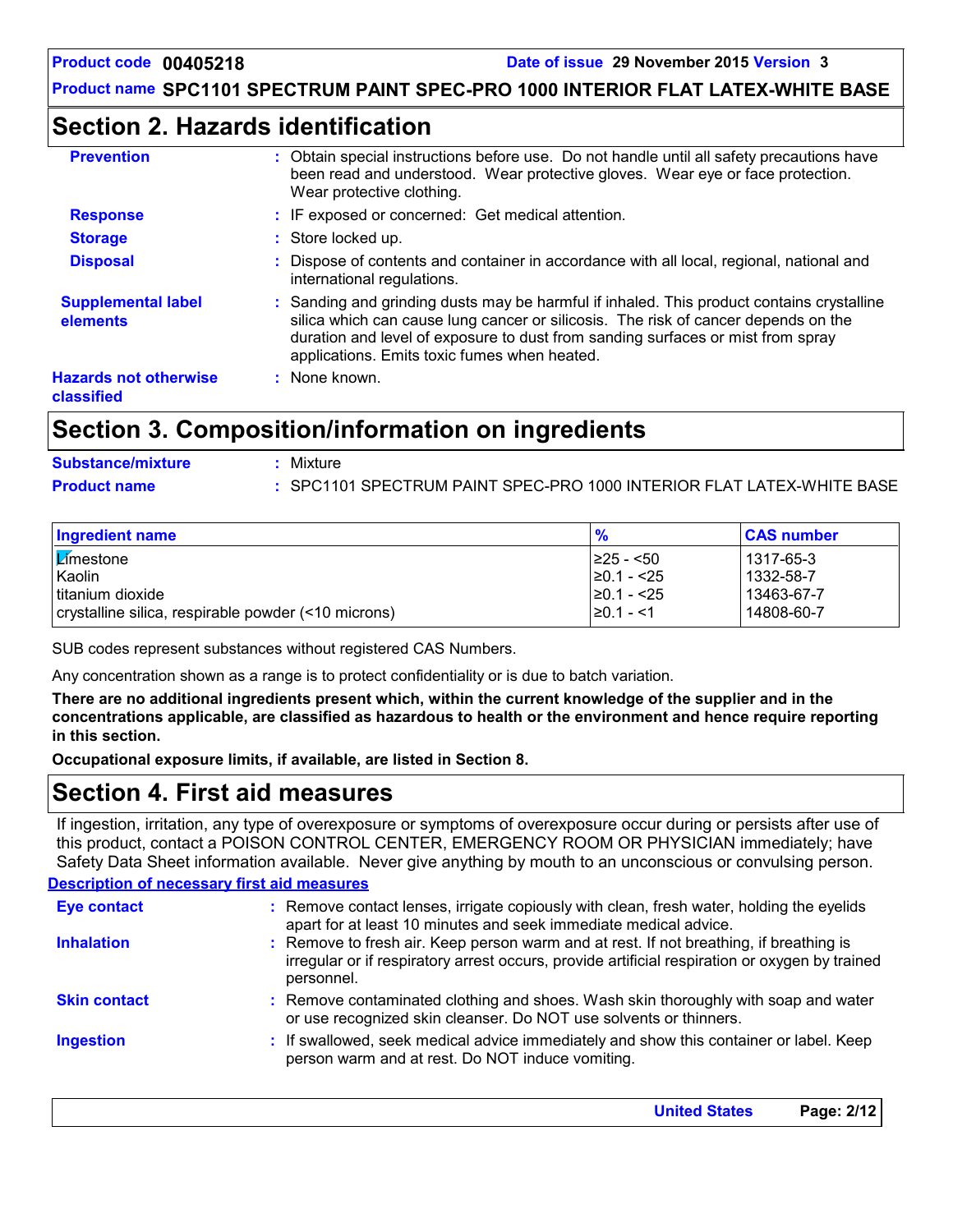## Section 2. Hazards identification

**Prevention** : Obtain special instructions before use. Do not handle until all safety precautions have been read and understood. Wear protective gloves. Wear eye or face protection. Wear protective clothing.

**Response** : IF exposed or concerned: Get medical attention.

**Storage** : Store locked up.

**Disposal** : Dispose of contents and container in accordance with all local, regional, national and international regulations.

**Supplemental label elements** : Sanding and grinding dusts may be harmful if inhaled. This product contains crystalline silica which can cause lung cancer or silicosis. The risk of cancer depends on the duration and level of exposure to dust from sanding surfaces or mist from spray applications. Emits toxic fumes when heated.

**Hazards not otherwise classified** : None known.

## Section 3. Composition/information on ingredients

**Substance/mixture** : Mixture

**Product name** : SPC1101 SPECTRUM PAINT SPEC-PRO 1000 INTERIOR FLAT LATEX-WHITE BASE

| Ingredient name | % | CAS number |
|---|---|---|
| Limestone | ≥25 - <50 | 1317-65-3 |
| Kaolin | ≥0.1 - <25 | 1332-58-7 |
| titanium dioxide | ≥0.1 - <25 | 13463-67-7 |
| crystalline silica, respirable powder (<10 microns) | ≥0.1 - <1 | 14808-60-7 |

SUB codes represent substances without registered CAS Numbers.

Any concentration shown as a range is to protect confidentiality or is due to batch variation.

**There are no additional ingredients present which, within the current knowledge of the supplier and in the concentrations applicable, are classified as hazardous to health or the environment and hence require reporting in this section.**

**Occupational exposure limits, if available, are listed in Section 8.**

## Section 4. First aid measures

If ingestion, irritation, any type of overexposure or symptoms of overexposure occur during or persists after use of this product, contact a POISON CONTROL CENTER, EMERGENCY ROOM OR PHYSICIAN immediately; have Safety Data Sheet information available. Never give anything by mouth to an unconscious or convulsing person.

### Description of necessary first aid measures

**Eye contact** : Remove contact lenses, irrigate copiously with clean, fresh water, holding the eyelids apart for at least 10 minutes and seek immediate medical advice.

**Inhalation** : Remove to fresh air. Keep person warm and at rest. If not breathing, if breathing is irregular or if respiratory arrest occurs, provide artificial respiration or oxygen by trained personnel.

**Skin contact** : Remove contaminated clothing and shoes. Wash skin thoroughly with soap and water or use recognized skin cleanser. Do NOT use solvents or thinners.

**Ingestion** : If swallowed, seek medical advice immediately and show this container or label. Keep person warm and at rest. Do NOT induce vomiting.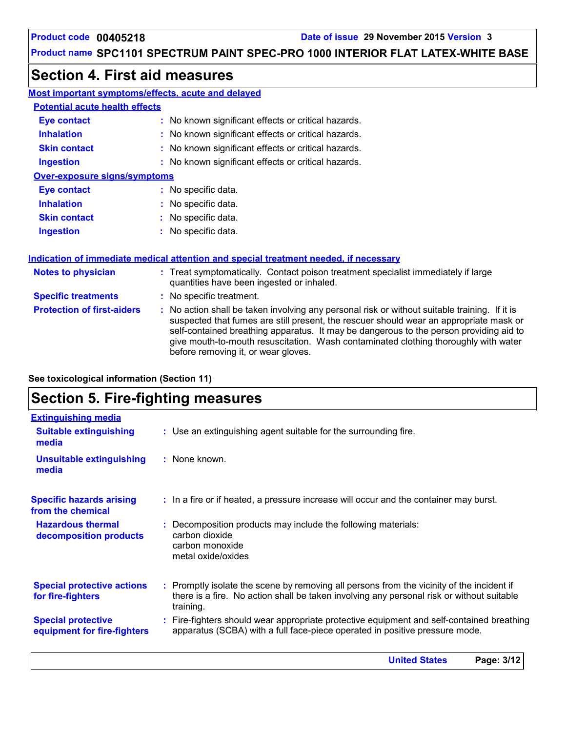## Section 4. First aid measures

**Most important symptoms/effects, acute and delayed**

**Potential acute health effects**

| | |
|---|---|
| **Eye contact** | : No known significant effects or critical hazards. |
| **Inhalation** | : No known significant effects or critical hazards. |
| **Skin contact** | : No known significant effects or critical hazards. |
| **Ingestion** | : No known significant effects or critical hazards. |

**Over-exposure signs/symptoms**

| | |
|---|---|
| **Eye contact** | : No specific data. |
| **Inhalation** | : No specific data. |
| **Skin contact** | : No specific data. |
| **Ingestion** | : No specific data. |

**Indication of immediate medical attention and special treatment needed, if necessary**

| | |
|---|---|
| **Notes to physician** | : Treat symptomatically. Contact poison treatment specialist immediately if large quantities have been ingested or inhaled. |
| **Specific treatments** | : No specific treatment. |
| **Protection of first-aiders** | : No action shall be taken involving any personal risk or without suitable training. If it is suspected that fumes are still present, the rescuer should wear an appropriate mask or self-contained breathing apparatus. It may be dangerous to the person providing aid to give mouth-to-mouth resuscitation. Wash contaminated clothing thoroughly with water before removing it, or wear gloves. |

**See toxicological information (Section 11)**

## Section 5. Fire-fighting measures

**Extinguishing media**

| | |
|---|---|
| **Suitable extinguishing media** | : Use an extinguishing agent suitable for the surrounding fire. |
| **Unsuitable extinguishing media** | : None known. |

| | |
|---|---|
| **Specific hazards arising from the chemical** | : In a fire or if heated, a pressure increase will occur and the container may burst. |
| **Hazardous thermal decomposition products** | : Decomposition products may include the following materials:<br>carbon dioxide<br>carbon monoxide<br>metal oxide/oxides |
| **Special protective actions for fire-fighters** | : Promptly isolate the scene by removing all persons from the vicinity of the incident if there is a fire. No action shall be taken involving any personal risk or without suitable training. |
| **Special protective equipment for fire-fighters** | : Fire-fighters should wear appropriate protective equipment and self-contained breathing apparatus (SCBA) with a full face-piece operated in positive pressure mode. |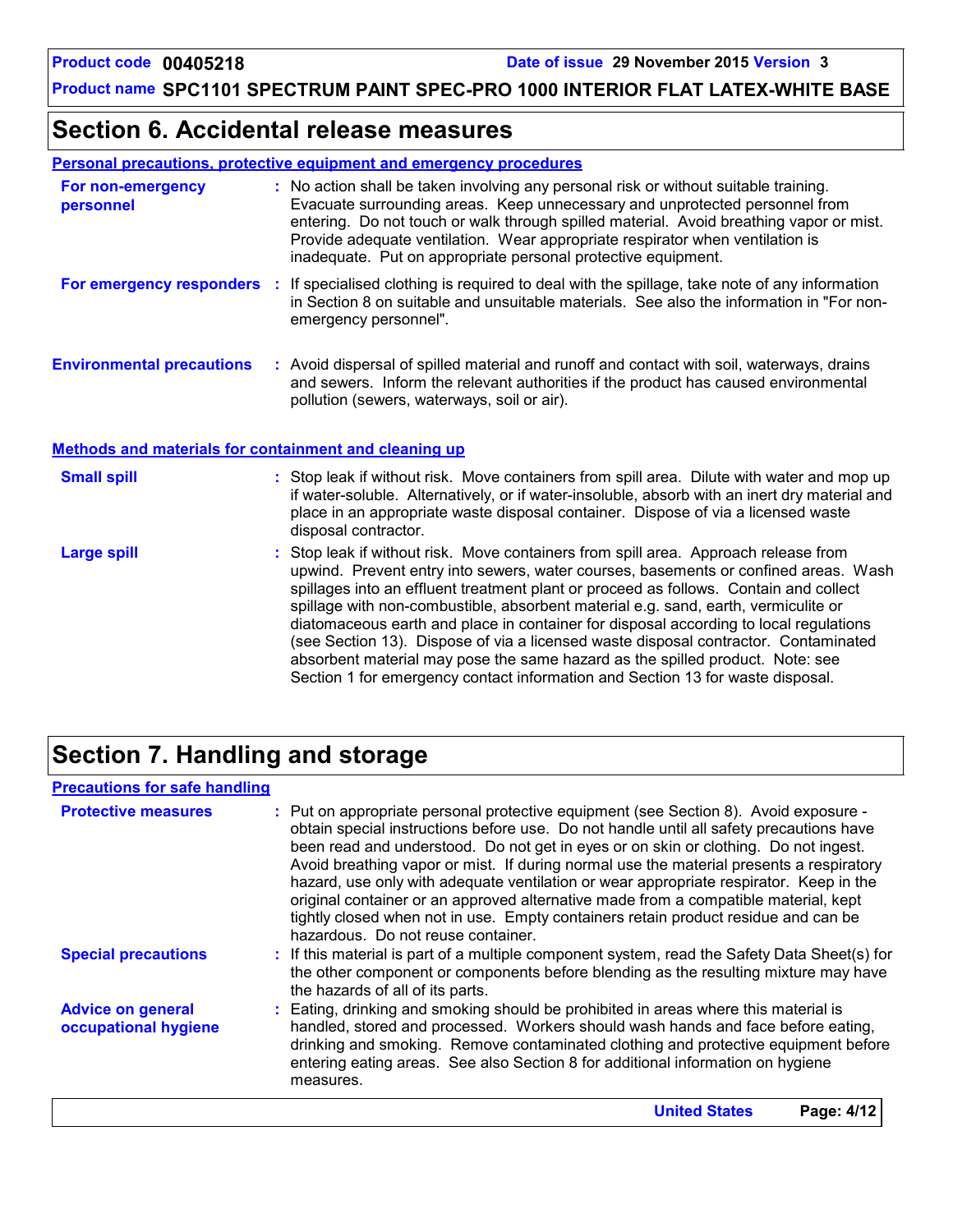## Section 6. Accidental release measures

### Personal precautions, protective equipment and emergency procedures

**For non-emergency personnel** : No action shall be taken involving any personal risk or without suitable training. Evacuate surrounding areas. Keep unnecessary and unprotected personnel from entering. Do not touch or walk through spilled material. Avoid breathing vapor or mist. Provide adequate ventilation. Wear appropriate respirator when ventilation is inadequate. Put on appropriate personal protective equipment.

**For emergency responders** : If specialised clothing is required to deal with the spillage, take note of any information in Section 8 on suitable and unsuitable materials. See also the information in "For non-emergency personnel".

**Environmental precautions** : Avoid dispersal of spilled material and runoff and contact with soil, waterways, drains and sewers. Inform the relevant authorities if the product has caused environmental pollution (sewers, waterways, soil or air).

### Methods and materials for containment and cleaning up

**Small spill** : Stop leak if without risk. Move containers from spill area. Dilute with water and mop up if water-soluble. Alternatively, or if water-insoluble, absorb with an inert dry material and place in an appropriate waste disposal container. Dispose of via a licensed waste disposal contractor.

**Large spill** : Stop leak if without risk. Move containers from spill area. Approach release from upwind. Prevent entry into sewers, water courses, basements or confined areas. Wash spillages into an effluent treatment plant or proceed as follows. Contain and collect spillage with non-combustible, absorbent material e.g. sand, earth, vermiculite or diatomaceous earth and place in container for disposal according to local regulations (see Section 13). Dispose of via a licensed waste disposal contractor. Contaminated absorbent material may pose the same hazard as the spilled product. Note: see Section 1 for emergency contact information and Section 13 for waste disposal.

## Section 7. Handling and storage

### Precautions for safe handling

**Protective measures** : Put on appropriate personal protective equipment (see Section 8). Avoid exposure - obtain special instructions before use. Do not handle until all safety precautions have been read and understood. Do not get in eyes or on skin or clothing. Do not ingest. Avoid breathing vapor or mist. If during normal use the material presents a respiratory hazard, use only with adequate ventilation or wear appropriate respirator. Keep in the original container or an approved alternative made from a compatible material, kept tightly closed when not in use. Empty containers retain product residue and can be hazardous. Do not reuse container.

**Special precautions** : If this material is part of a multiple component system, read the Safety Data Sheet(s) for the other component or components before blending as the resulting mixture may have the hazards of all of its parts.

**Advice on general occupational hygiene** : Eating, drinking and smoking should be prohibited in areas where this material is handled, stored and processed. Workers should wash hands and face before eating, drinking and smoking. Remove contaminated clothing and protective equipment before entering eating areas. See also Section 8 for additional information on hygiene measures.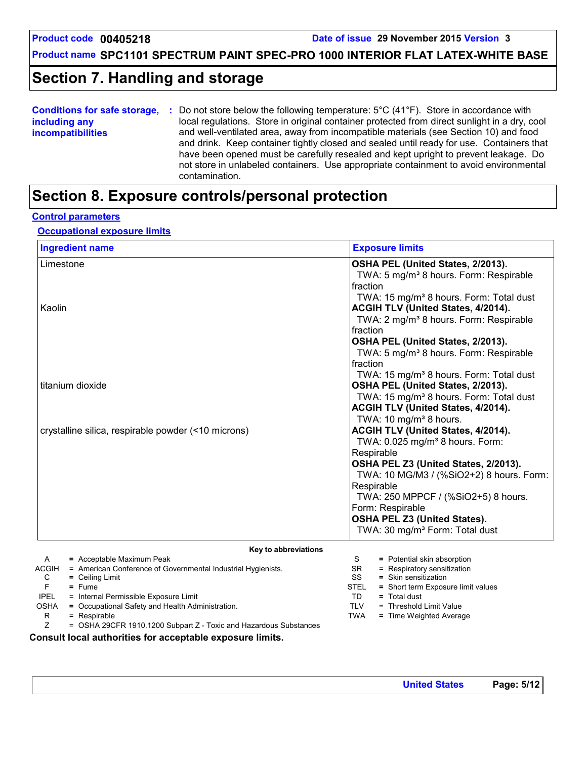## Section 7. Handling and storage

**Conditions for safe storage, including any incompatibilities** : Do not store below the following temperature: 5°C (41°F). Store in accordance with local regulations. Store in original container protected from direct sunlight in a dry, cool and well-ventilated area, away from incompatible materials (see Section 10) and food and drink. Keep container tightly closed and sealed until ready for use. Containers that have been opened must be carefully resealed and kept upright to prevent leakage. Do not store in unlabeled containers. Use appropriate containment to avoid environmental contamination.

## Section 8. Exposure controls/personal protection

### Control parameters

#### Occupational exposure limits

| Ingredient name | Exposure limits |
|---|---|
| Limestone | **OSHA PEL (United States, 2/2013).**<br>TWA: 5 mg/m³ 8 hours. Form: Respirable fraction<br>TWA: 15 mg/m³ 8 hours. Form: Total dust |
| Kaolin | **ACGIH TLV (United States, 4/2014).**<br>TWA: 2 mg/m³ 8 hours. Form: Respirable fraction<br>**OSHA PEL (United States, 2/2013).**<br>TWA: 5 mg/m³ 8 hours. Form: Respirable fraction<br>TWA: 15 mg/m³ 8 hours. Form: Total dust |
| titanium dioxide | **OSHA PEL (United States, 2/2013).**<br>TWA: 15 mg/m³ 8 hours. Form: Total dust<br>**ACGIH TLV (United States, 4/2014).**<br>TWA: 10 mg/m³ 8 hours. |
| crystalline silica, respirable powder (<10 microns) | **ACGIH TLV (United States, 4/2014).**<br>TWA: 0.025 mg/m³ 8 hours. Form: Respirable<br>**OSHA PEL Z3 (United States, 2/2013).**<br>TWA: 10 MG/M3 / (%SiO2+2) 8 hours. Form: Respirable<br>TWA: 250 MPPCF / (%SiO2+5) 8 hours. Form: Respirable<br>**OSHA PEL Z3 (United States).**<br>TWA: 30 mg/m³ Form: Total dust |

**Key to abbreviations**

| | | | |
|---|---|---|---|
| A | = Acceptable Maximum Peak | S | = Potential skin absorption |
| ACGIH | = American Conference of Governmental Industrial Hygienists. | SR | = Respiratory sensitization |
| C | = Ceiling Limit | SS | = Skin sensitization |
| F | = Fume | STEL | = Short term Exposure limit values |
| IPEL | = Internal Permissible Exposure Limit | TD | = Total dust |
| OSHA | = Occupational Safety and Health Administration. | TLV | = Threshold Limit Value |
| R | = Respirable | TWA | = Time Weighted Average |
| Z | = OSHA 29CFR 1910.1200 Subpart Z - Toxic and Hazardous Substances | | |

**Consult local authorities for acceptable exposure limits.**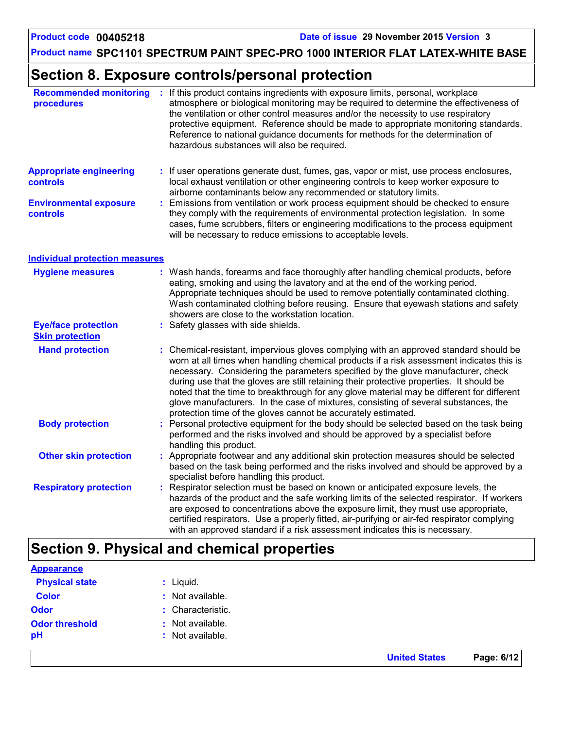## Section 8. Exposure controls/personal protection

**Recommended monitoring procedures** : If this product contains ingredients with exposure limits, personal, workplace atmosphere or biological monitoring may be required to determine the effectiveness of the ventilation or other control measures and/or the necessity to use respiratory protective equipment. Reference should be made to appropriate monitoring standards. Reference to national guidance documents for methods for the determination of hazardous substances will also be required.

**Appropriate engineering controls** : If user operations generate dust, fumes, gas, vapor or mist, use process enclosures, local exhaust ventilation or other engineering controls to keep worker exposure to airborne contaminants below any recommended or statutory limits.

**Environmental exposure controls** : Emissions from ventilation or work process equipment should be checked to ensure they comply with the requirements of environmental protection legislation. In some cases, fume scrubbers, filters or engineering modifications to the process equipment will be necessary to reduce emissions to acceptable levels.

### Individual protection measures

**Hygiene measures** : Wash hands, forearms and face thoroughly after handling chemical products, before eating, smoking and using the lavatory and at the end of the working period. Appropriate techniques should be used to remove potentially contaminated clothing. Wash contaminated clothing before reusing. Ensure that eyewash stations and safety showers are close to the workstation location.

**Eye/face protection** : Safety glasses with side shields.

**Skin protection**

**Hand protection** : Chemical-resistant, impervious gloves complying with an approved standard should be worn at all times when handling chemical products if a risk assessment indicates this is necessary. Considering the parameters specified by the glove manufacturer, check during use that the gloves are still retaining their protective properties. It should be noted that the time to breakthrough for any glove material may be different for different glove manufacturers. In the case of mixtures, consisting of several substances, the protection time of the gloves cannot be accurately estimated.

**Body protection** : Personal protective equipment for the body should be selected based on the task being performed and the risks involved and should be approved by a specialist before handling this product.

**Other skin protection** : Appropriate footwear and any additional skin protection measures should be selected based on the task being performed and the risks involved and should be approved by a specialist before handling this product.

**Respiratory protection** : Respirator selection must be based on known or anticipated exposure levels, the hazards of the product and the safe working limits of the selected respirator. If workers are exposed to concentrations above the exposure limit, they must use appropriate, certified respirators. Use a properly fitted, air-purifying or air-fed respirator complying with an approved standard if a risk assessment indicates this is necessary.

## Section 9. Physical and chemical properties

### Appearance

**Physical state** : Liquid.

**Color** : Not available.

**Odor** : Characteristic.

**Odor threshold** : Not available.

**pH** : Not available.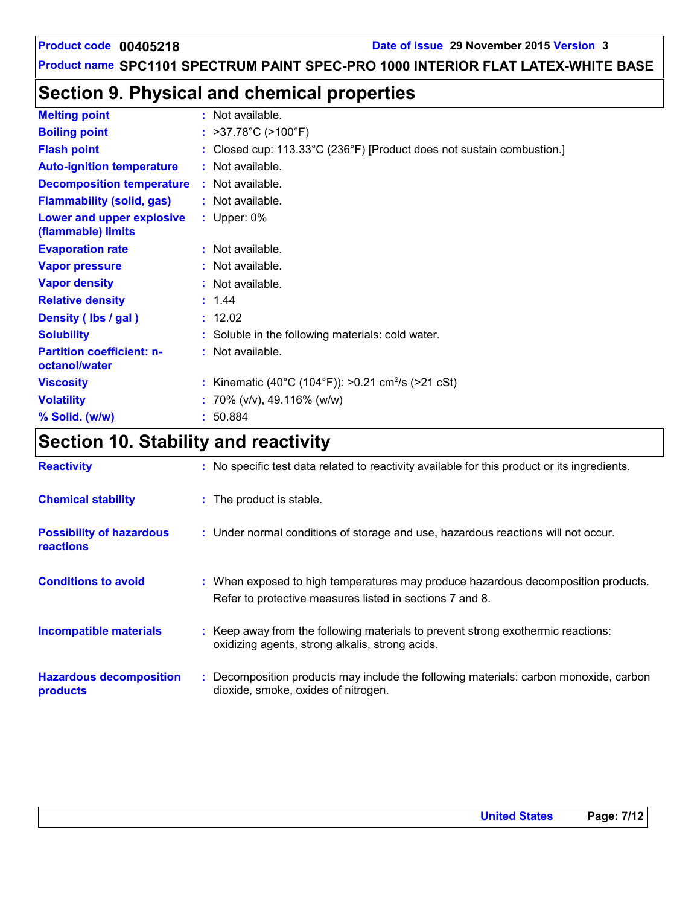Product code 00405218 Date of issue 29 November 2015 Version 3

Product name SPC1101 SPECTRUM PAINT SPEC-PRO 1000 INTERIOR FLAT LATEX-WHITE BASE

## Section 9. Physical and chemical properties

| | |
|---|---|
| **Melting point** | : Not available. |
| **Boiling point** | : >37.78°C (>100°F) |
| **Flash point** | : Closed cup: 113.33°C (236°F) [Product does not sustain combustion.] |
| **Auto-ignition temperature** | : Not available. |
| **Decomposition temperature** | : Not available. |
| **Flammability (solid, gas)** | : Not available. |
| **Lower and upper explosive (flammable) limits** | : Upper: 0% |
| **Evaporation rate** | : Not available. |
| **Vapor pressure** | : Not available. |
| **Vapor density** | : Not available. |
| **Relative density** | : 1.44 |
| **Density ( lbs / gal )** | : 12.02 |
| **Solubility** | : Soluble in the following materials: cold water. |
| **Partition coefficient: n-octanol/water** | : Not available. |
| **Viscosity** | : Kinematic (40°C (104°F)): >0.21 $cm^2/s$ (>21 cSt) |
| **Volatility** | : 70% (v/v), 49.116% (w/w) |
| **% Solid. (w/w)** | : 50.884 |

## Section 10. Stability and reactivity

| | |
|---|---|
| **Reactivity** | : No specific test data related to reactivity available for this product or its ingredients. |
| **Chemical stability** | : The product is stable. |
| **Possibility of hazardous reactions** | : Under normal conditions of storage and use, hazardous reactions will not occur. |
| **Conditions to avoid** | : When exposed to high temperatures may produce hazardous decomposition products. Refer to protective measures listed in sections 7 and 8. |
| **Incompatible materials** | : Keep away from the following materials to prevent strong exothermic reactions: oxidizing agents, strong alkalis, strong acids. |
| **Hazardous decomposition products** | : Decomposition products may include the following materials: carbon monoxide, carbon dioxide, smoke, oxides of nitrogen. |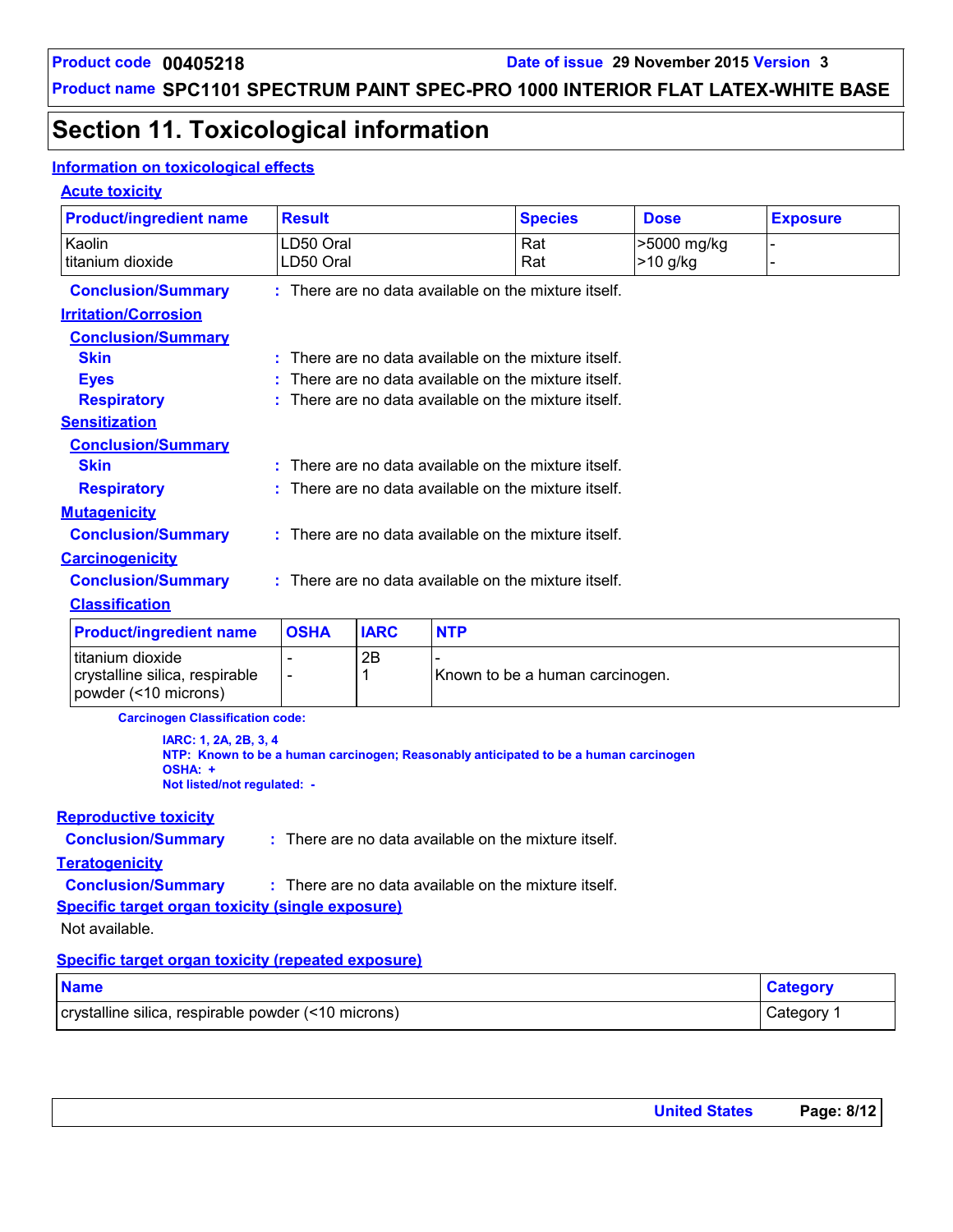# Section 11. Toxicological information

## Information on toxicological effects

### Acute toxicity

| Product/ingredient name | Result | Species | Dose | Exposure |
|---|---|---|---|---|
| Kaolin | LD50 Oral | Rat | >5000 mg/kg | - |
| titanium dioxide | LD50 Oral | Rat | >10 g/kg | - |

**Conclusion/Summary** : There are no data available on the mixture itself.

### Irritation/Corrosion

**Conclusion/Summary**

- **Skin** : There are no data available on the mixture itself.
- **Eyes** : There are no data available on the mixture itself.
- **Respiratory** : There are no data available on the mixture itself.

### Sensitization

**Conclusion/Summary**

- **Skin** : There are no data available on the mixture itself.
- **Respiratory** : There are no data available on the mixture itself.

### Mutagenicity

**Conclusion/Summary** : There are no data available on the mixture itself.

### Carcinogenicity

**Conclusion/Summary** : There are no data available on the mixture itself.

**Classification**

| Product/ingredient name | OSHA | IARC | NTP |
|---|---|---|---|
| titanium dioxide | - | 2B | - |
| crystalline silica, respirable powder (<10 microns) | - | 1 | Known to be a human carcinogen. |

**Carcinogen Classification code:**

**IARC: 1, 2A, 2B, 3, 4**
**NTP: Known to be a human carcinogen; Reasonably anticipated to be a human carcinogen**
**OSHA: +**
**Not listed/not regulated: -**

### Reproductive toxicity

**Conclusion/Summary** : There are no data available on the mixture itself.

### Teratogenicity

**Conclusion/Summary** : There are no data available on the mixture itself.

### Specific target organ toxicity (single exposure)

Not available.

### Specific target organ toxicity (repeated exposure)

| Name | Category |
|---|---|
| crystalline silica, respirable powder (<10 microns) | Category 1 |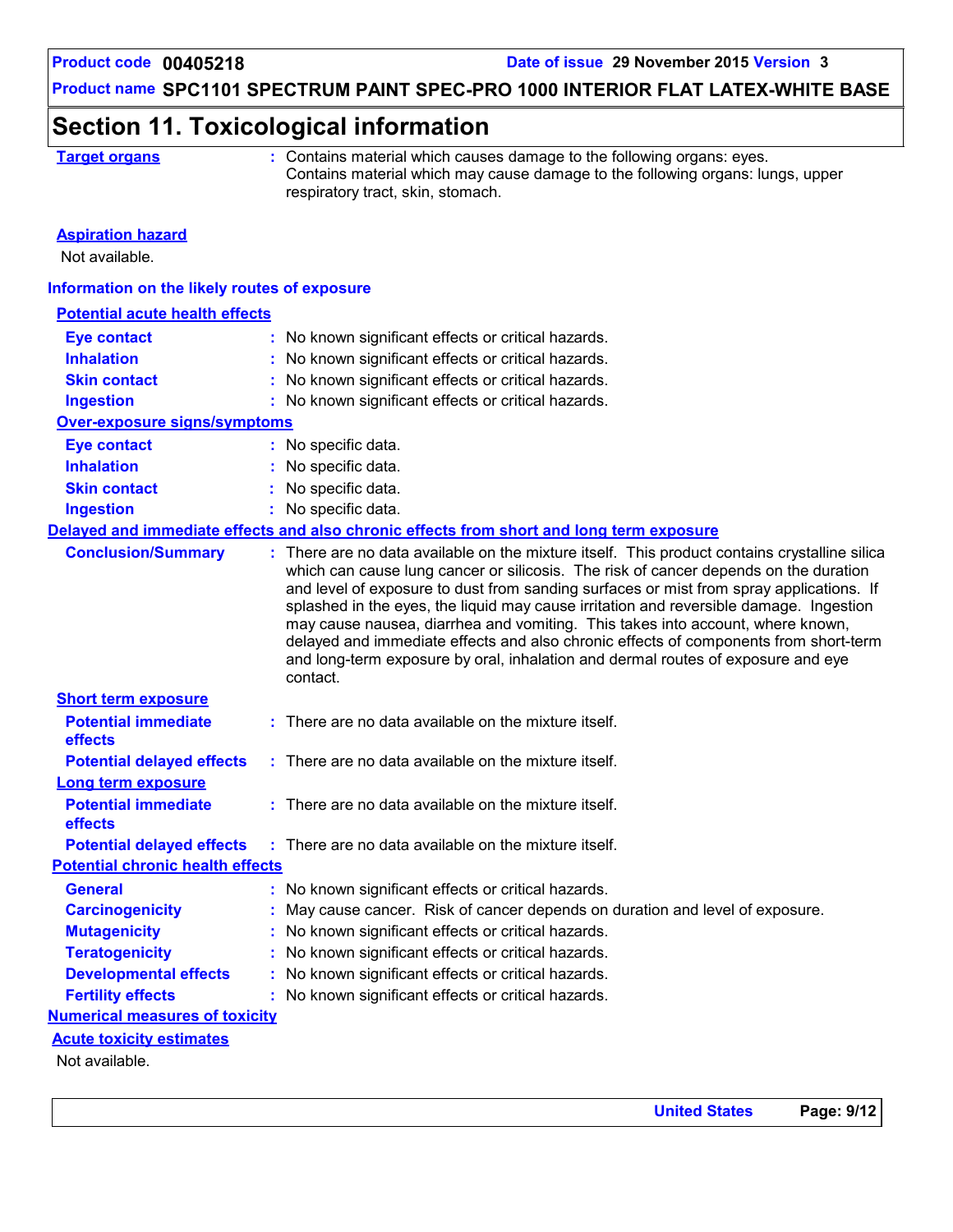# Section 11. Toxicological information

**Target organs** : Contains material which causes damage to the following organs: eyes.
Contains material which may cause damage to the following organs: lungs, upper respiratory tract, skin, stomach.

**Aspiration hazard**

Not available.

### Information on the likely routes of exposure

**Potential acute health effects**

| | |
|---|---|
| **Eye contact** | : No known significant effects or critical hazards. |
| **Inhalation** | : No known significant effects or critical hazards. |
| **Skin contact** | : No known significant effects or critical hazards. |
| **Ingestion** | : No known significant effects or critical hazards. |

**Over-exposure signs/symptoms**

| | |
|---|---|
| **Eye contact** | : No specific data. |
| **Inhalation** | : No specific data. |
| **Skin contact** | : No specific data. |
| **Ingestion** | : No specific data. |

**Delayed and immediate effects and also chronic effects from short and long term exposure**

**Conclusion/Summary** : There are no data available on the mixture itself. This product contains crystalline silica which can cause lung cancer or silicosis. The risk of cancer depends on the duration and level of exposure to dust from sanding surfaces or mist from spray applications. If splashed in the eyes, the liquid may cause irritation and reversible damage. Ingestion may cause nausea, diarrhea and vomiting. This takes into account, where known, delayed and immediate effects and also chronic effects of components from short-term and long-term exposure by oral, inhalation and dermal routes of exposure and eye contact.

**Short term exposure**

| | |
|---|---|
| **Potential immediate effects** | : There are no data available on the mixture itself. |
| **Potential delayed effects** | : There are no data available on the mixture itself. |

**Long term exposure**

| | |
|---|---|
| **Potential immediate effects** | : There are no data available on the mixture itself. |
| **Potential delayed effects** | : There are no data available on the mixture itself. |

**Potential chronic health effects**

| | |
|---|---|
| **General** | : No known significant effects or critical hazards. |
| **Carcinogenicity** | : May cause cancer. Risk of cancer depends on duration and level of exposure. |
| **Mutagenicity** | : No known significant effects or critical hazards. |
| **Teratogenicity** | : No known significant effects or critical hazards. |
| **Developmental effects** | : No known significant effects or critical hazards. |
| **Fertility effects** | : No known significant effects or critical hazards. |

**Numerical measures of toxicity**

**Acute toxicity estimates**

Not available.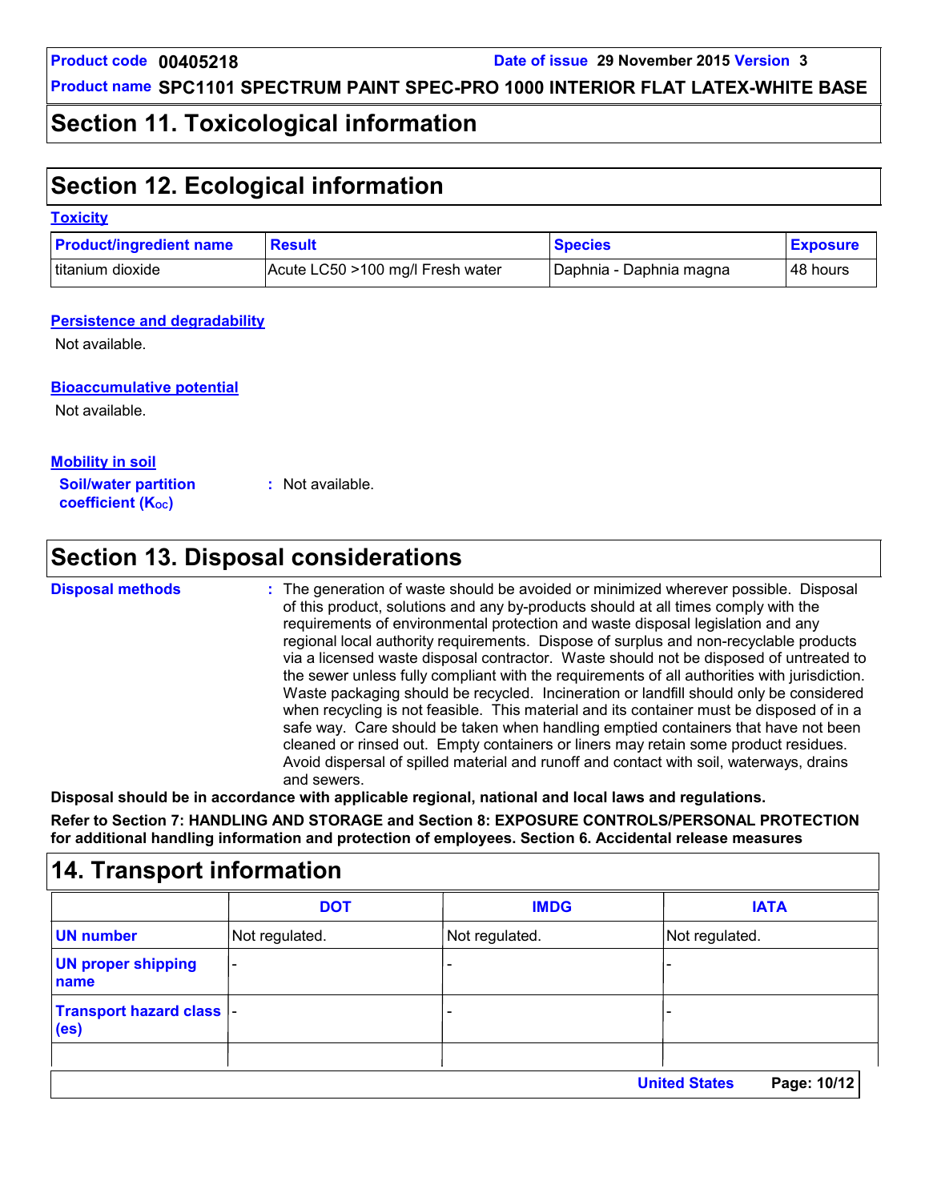## Section 11. Toxicological information

## Section 12. Ecological information

### Toxicity

| Product/ingredient name | Result | Species | Exposure |
| --- | --- | --- | --- |
| titanium dioxide | Acute LC50 >100 mg/l Fresh water | Daphnia - Daphnia magna | 48 hours |

### Persistence and degradability

Not available.

### Bioaccumulative potential

Not available.

### Mobility in soil

**Soil/water partition coefficient ($K_{OC}$)** : Not available.

## Section 13. Disposal considerations

**Disposal methods** : The generation of waste should be avoided or minimized wherever possible. Disposal of this product, solutions and any by-products should at all times comply with the requirements of environmental protection and waste disposal legislation and any regional local authority requirements. Dispose of surplus and non-recyclable products via a licensed waste disposal contractor. Waste should not be disposed of untreated to the sewer unless fully compliant with the requirements of all authorities with jurisdiction. Waste packaging should be recycled. Incineration or landfill should only be considered when recycling is not feasible. This material and its container must be disposed of in a safe way. Care should be taken when handling emptied containers that have not been cleaned or rinsed out. Empty containers or liners may retain some product residues. Avoid dispersal of spilled material and runoff and contact with soil, waterways, drains and sewers.

**Disposal should be in accordance with applicable regional, national and local laws and regulations.**

**Refer to Section 7: HANDLING AND STORAGE and Section 8: EXPOSURE CONTROLS/PERSONAL PROTECTION for additional handling information and protection of employees. Section 6. Accidental release measures**

## 14. Transport information

| | DOT | IMDG | IATA |
| --- | --- | --- | --- |
| UN number | Not regulated. | Not regulated. | Not regulated. |
| UN proper shipping name | - | - | - |
| Transport hazard class (es) | - | - | - |
| | | | |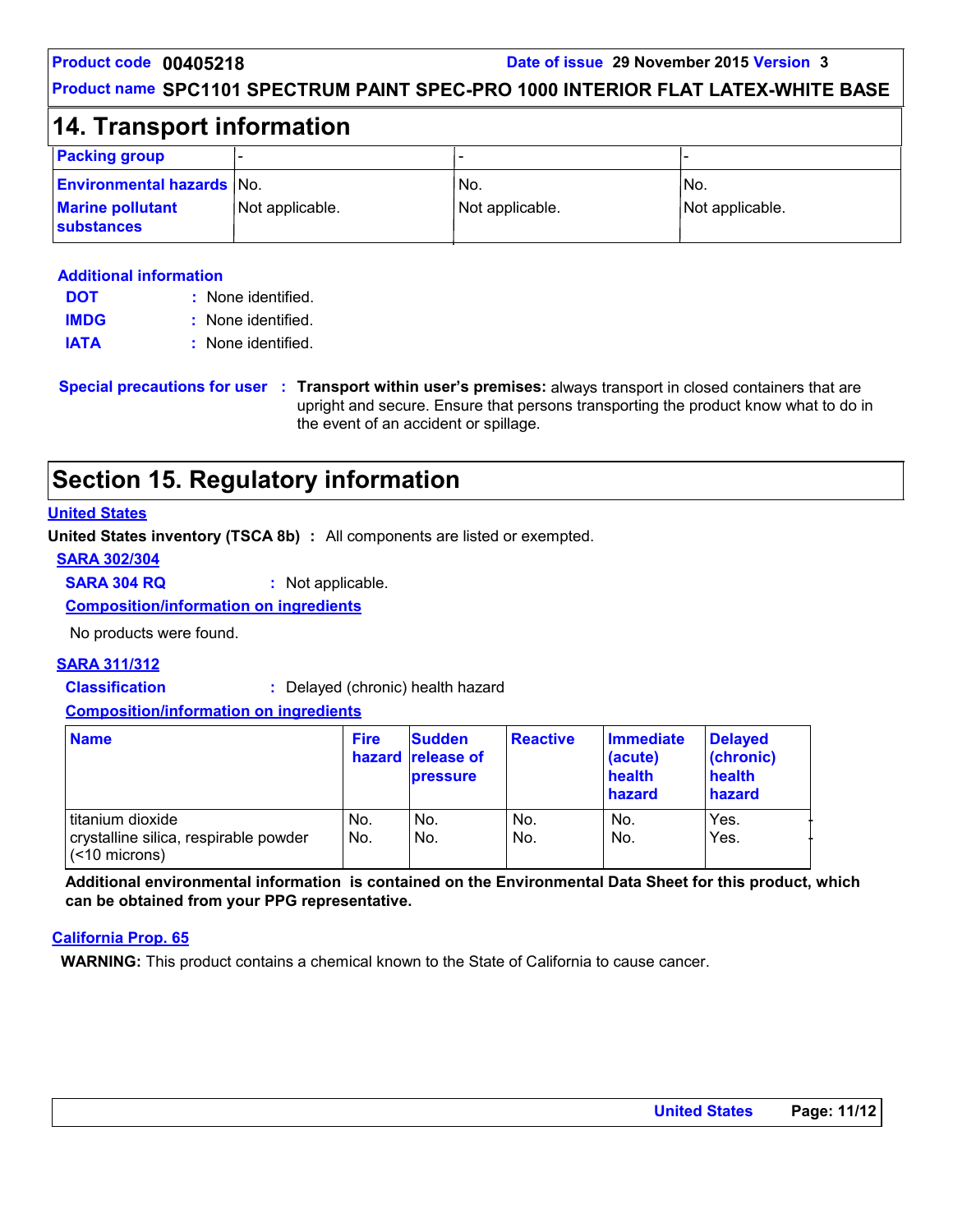## 14. Transport information

| Packing group | - | - | - |
|---|---|---|---|
| Environmental hazards | No. | No. | No. |
| Marine pollutant substances | Not applicable. | Not applicable. | Not applicable. |

**Additional information**

**DOT** : None identified.

**IMDG** : None identified.

**IATA** : None identified.

**Special precautions for user** : **Transport within user's premises:** always transport in closed containers that are upright and secure. Ensure that persons transporting the product know what to do in the event of an accident or spillage.

## Section 15. Regulatory information

**United States**

**United States inventory (TSCA 8b)** : All components are listed or exempted.

**SARA 302/304**

**SARA 304 RQ** : Not applicable.

**Composition/information on ingredients**

No products were found.

**SARA 311/312**

**Classification** : Delayed (chronic) health hazard

**Composition/information on ingredients**

| Name | Fire hazard | Sudden release of pressure | Reactive | Immediate (acute) health hazard | Delayed (chronic) health hazard |
|---|---|---|---|---|---|
| titanium dioxide | No. | No. | No. | No. | Yes. |
| crystalline silica, respirable powder (<10 microns) | No. | No. | No. | No. | Yes. |

**Additional environmental information is contained on the Environmental Data Sheet for this product, which can be obtained from your PPG representative.**

**California Prop. 65**

**WARNING:** This product contains a chemical known to the State of California to cause cancer.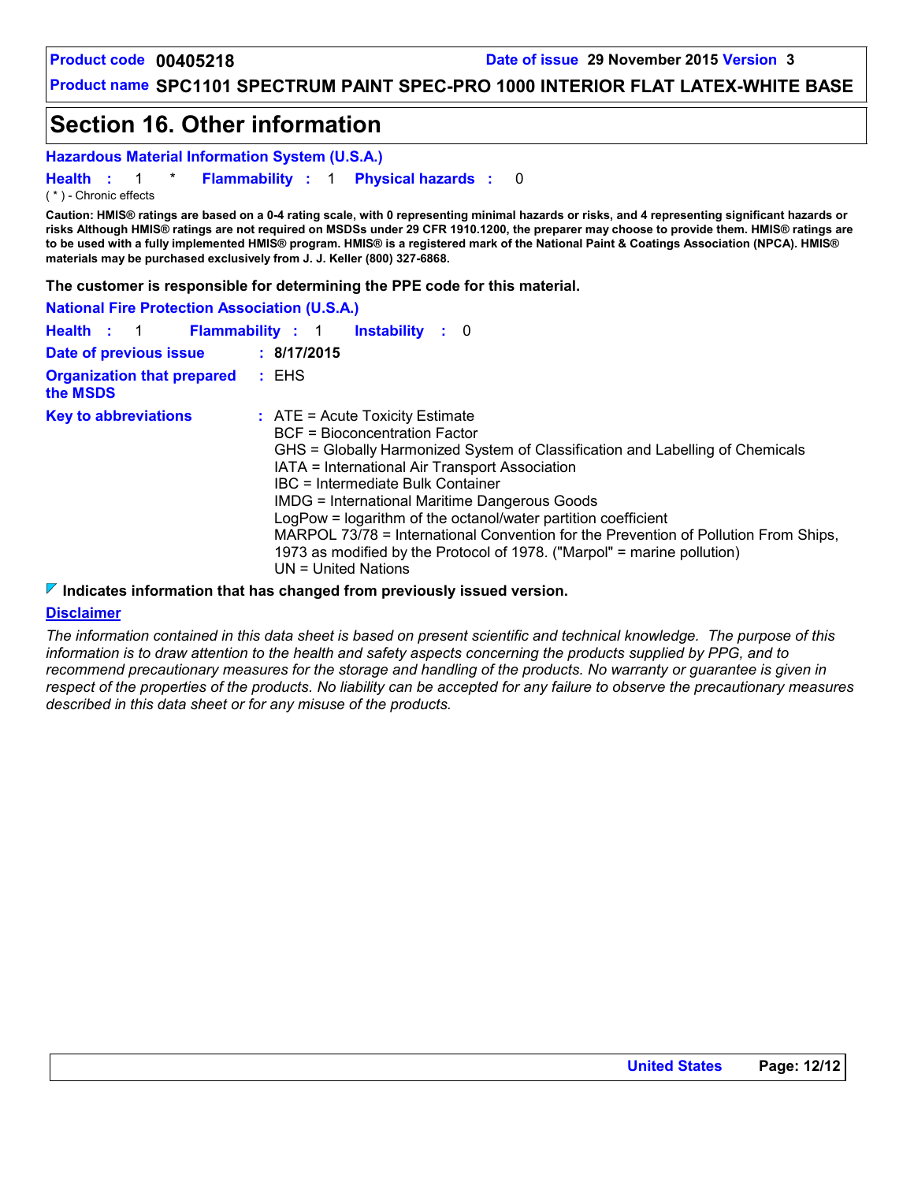## Section 16. Other information

**Hazardous Material Information System (U.S.A.)**

**Health :** 1 * **Flammability :** 1 **Physical hazards :** 0

( * ) - Chronic effects

**Caution: HMIS® ratings are based on a 0-4 rating scale, with 0 representing minimal hazards or risks, and 4 representing significant hazards or risks Although HMIS® ratings are not required on MSDSs under 29 CFR 1910.1200, the preparer may choose to provide them. HMIS® ratings are to be used with a fully implemented HMIS® program. HMIS® is a registered mark of the National Paint & Coatings Association (NPCA). HMIS® materials may be purchased exclusively from J. J. Keller (800) 327-6868.**

**The customer is responsible for determining the PPE code for this material.**

**National Fire Protection Association (U.S.A.)**

**Health :** 1 **Flammability :** 1 **Instability :** 0

**Date of previous issue** : **8/17/2015**

**Organization that prepared the MSDS** : EHS

**Key to abbreviations** :
ATE = Acute Toxicity Estimate
BCF = Bioconcentration Factor
GHS = Globally Harmonized System of Classification and Labelling of Chemicals
IATA = International Air Transport Association
IBC = Intermediate Bulk Container
IMDG = International Maritime Dangerous Goods
LogPow = logarithm of the octanol/water partition coefficient
MARPOL 73/78 = International Convention for the Prevention of Pollution From Ships, 1973 as modified by the Protocol of 1978. ("Marpol" = marine pollution)
UN = United Nations

**Indicates information that has changed from previously issued version.**

**Disclaimer**

*The information contained in this data sheet is based on present scientific and technical knowledge. The purpose of this information is to draw attention to the health and safety aspects concerning the products supplied by PPG, and to recommend precautionary measures for the storage and handling of the products. No warranty or guarantee is given in respect of the properties of the products. No liability can be accepted for any failure to observe the precautionary measures described in this data sheet or for any misuse of the products.*